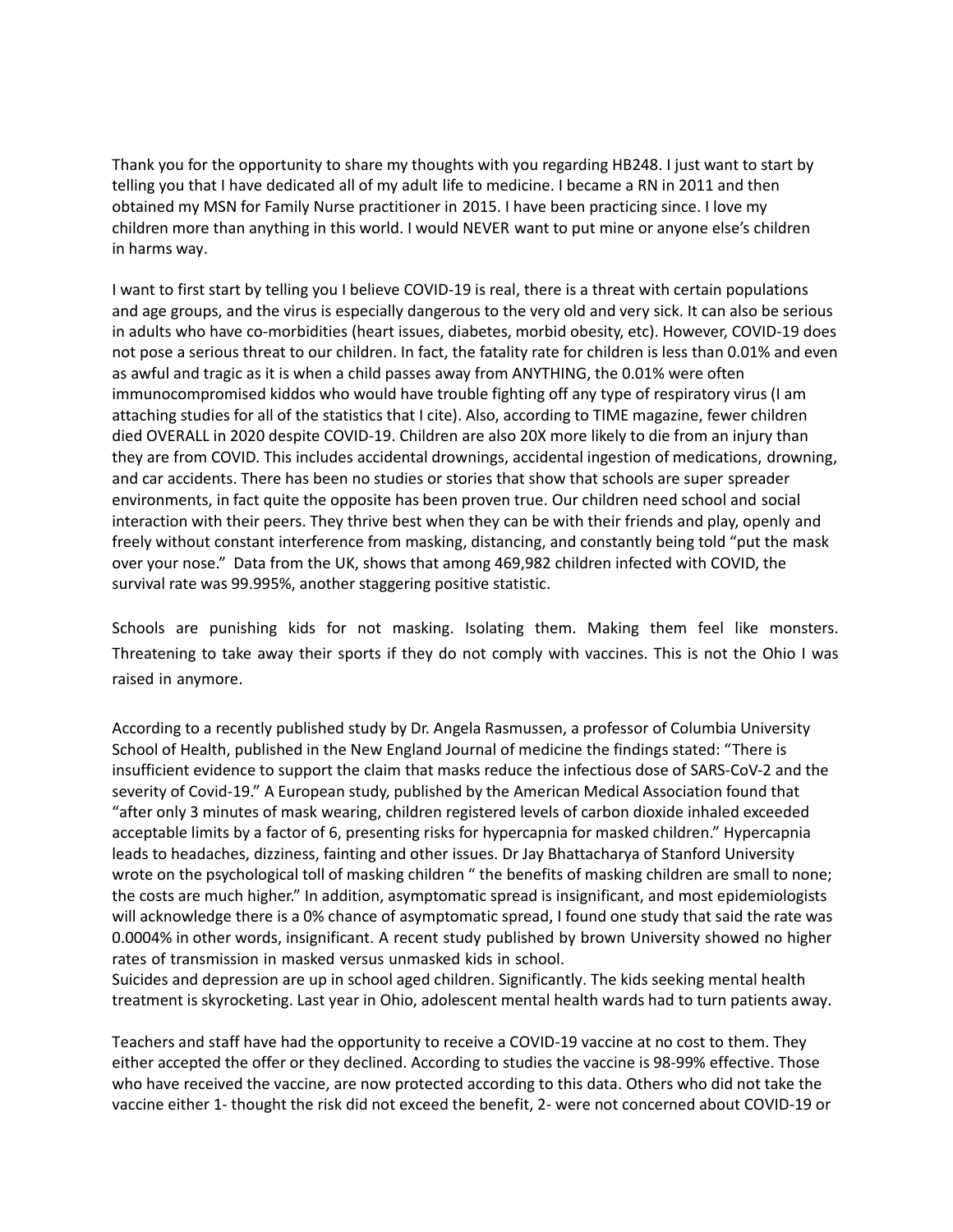Thank you for the opportunity to share my thoughts with you regarding HB248. I just want to start by telling you that I have dedicated all of my adult life to medicine. I became a RN in 2011 and then obtained my MSN for Family Nurse practitioner in 2015. I have been practicing since. I love my children more than anything in this world. I would NEVER want to put mine or anyone else's children in harms way.

I want to first start by telling you I believe COVID-19 is real, there is a threat with certain populations and age groups, and the virus is especially dangerous to the very old and very sick. It can also be serious in adults who have co-morbidities (heart issues, diabetes, morbid obesity, etc). However, COVID-19 does not pose a serious threat to our children. In fact, the fatality rate for children is less than 0.01% and even as awful and tragic as it is when a child passes away from ANYTHING, the 0.01% were often immunocompromised kiddos who would have trouble fighting off any type of respiratory virus (I am attaching studies for all of the statistics that I cite). Also, according to TIME magazine, fewer children died OVERALL in 2020 despite COVID-19. Children are also 20X more likely to die from an injury than they are from COVID. This includes accidental drownings, accidental ingestion of medications, drowning, and car accidents. There has been no studies or stories that show that schools are super spreader environments, in fact quite the opposite has been proven true. Our children need school and social interaction with their peers. They thrive best when they can be with their friends and play, openly and freely without constant interference from masking, distancing, and constantly being told "put the mask over your nose." Data from the UK, shows that among 469,982 children infected with COVID, the survival rate was 99.995%, another staggering positive statistic.

Schools are punishing kids for not masking. Isolating them. Making them feel like monsters. Threatening to take away their sports if they do not comply with vaccines. This is not the Ohio I was raised in anymore.

According to a recently published study by Dr. Angela Rasmussen, a professor of Columbia University School of Health, published in the New England Journal of medicine the findings stated: "There is insufficient evidence to support the claim that masks reduce the infectious dose of SARS-CoV-2 and the severity of Covid-19." A European study, published by the American Medical Association found that "after only 3 minutes of mask wearing, children registered levels of carbon dioxide inhaled exceeded acceptable limits by a factor of 6, presenting risks for hypercapnia for masked children." Hypercapnia leads to headaches, dizziness, fainting and other issues. Dr Jay Bhattacharya of Stanford University wrote on the psychological toll of masking children " the benefits of masking children are small to none; the costs are much higher." In addition, asymptomatic spread is insignificant, and most epidemiologists will acknowledge there is a 0% chance of asymptomatic spread, I found one study that said the rate was 0.0004% in other words, insignificant. A recent study published by brown University showed no higher rates of transmission in masked versus unmasked kids in school.
Suicides and depression are up in school aged children. Significantly. The kids seeking mental health treatment is skyrocketing. Last year in Ohio, adolescent mental health wards had to turn patients away.

Teachers and staff have had the opportunity to receive a COVID-19 vaccine at no cost to them. They either accepted the offer or they declined. According to studies the vaccine is 98-99% effective. Those who have received the vaccine, are now protected according to this data. Others who did not take the vaccine either 1- thought the risk did not exceed the benefit, 2- were not concerned about COVID-19 or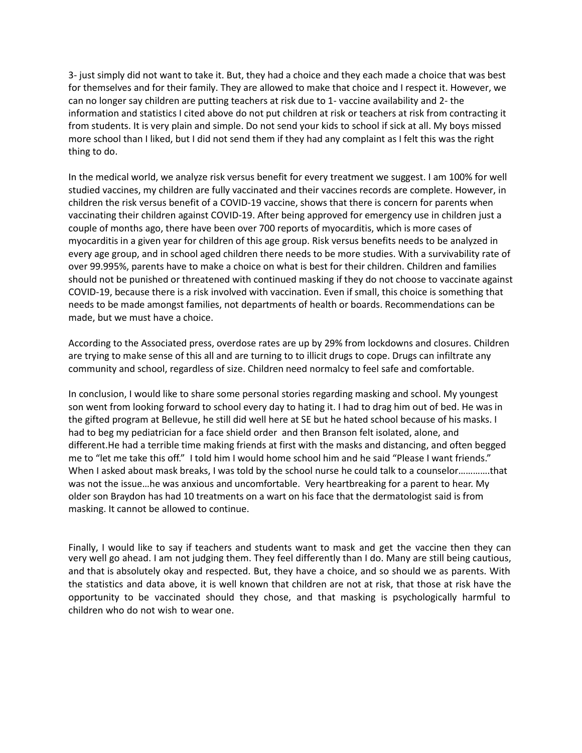3- just simply did not want to take it. But, they had a choice and they each made a choice that was best for themselves and for their family. They are allowed to make that choice and I respect it. However, we can no longer say children are putting teachers at risk due to 1- vaccine availability and 2- the information and statistics I cited above do not put children at risk or teachers at risk from contracting it from students. It is very plain and simple. Do not send your kids to school if sick at all. My boys missed more school than I liked, but I did not send them if they had any complaint as I felt this was the right thing to do.

In the medical world, we analyze risk versus benefit for every treatment we suggest. I am 100% for well studied vaccines, my children are fully vaccinated and their vaccines records are complete. However, in children the risk versus benefit of a COVID-19 vaccine, shows that there is concern for parents when vaccinating their children against COVID-19. After being approved for emergency use in children just a couple of months ago, there have been over 700 reports of myocarditis, which is more cases of myocarditis in a given year for children of this age group. Risk versus benefits needs to be analyzed in every age group, and in school aged children there needs to be more studies. With a survivability rate of over 99.995%, parents have to make a choice on what is best for their children. Children and families should not be punished or threatened with continued masking if they do not choose to vaccinate against COVID-19, because there is a risk involved with vaccination. Even if small, this choice is something that needs to be made amongst families, not departments of health or boards. Recommendations can be made, but we must have a choice.

According to the Associated press, overdose rates are up by 29% from lockdowns and closures. Children are trying to make sense of this all and are turning to to illicit drugs to cope. Drugs can infiltrate any community and school, regardless of size. Children need normalcy to feel safe and comfortable.

In conclusion, I would like to share some personal stories regarding masking and school. My youngest son went from looking forward to school every day to hating it. I had to drag him out of bed. He was in the gifted program at Bellevue, he still did well here at SE but he hated school because of his masks. I had to beg my pediatrician for a face shield order and then Branson felt isolated, alone, and different.He had a terrible time making friends at first with the masks and distancing, and often begged me to "let me take this off." I told him I would home school him and he said "Please I want friends." When I asked about mask breaks, I was told by the school nurse he could talk to a counselor…………that was not the issue…he was anxious and uncomfortable. Very heartbreaking for a parent to hear. My older son Braydon has had 10 treatments on a wart on his face that the dermatologist said is from masking. It cannot be allowed to continue.

Finally, I would like to say if teachers and students want to mask and get the vaccine then they can very well go ahead. I am not judging them. They feel differently than I do. Many are still being cautious, and that is absolutely okay and respected. But, they have a choice, and so should we as parents. With the statistics and data above, it is well known that children are not at risk, that those at risk have the opportunity to be vaccinated should they chose, and that masking is psychologically harmful to children who do not wish to wear one.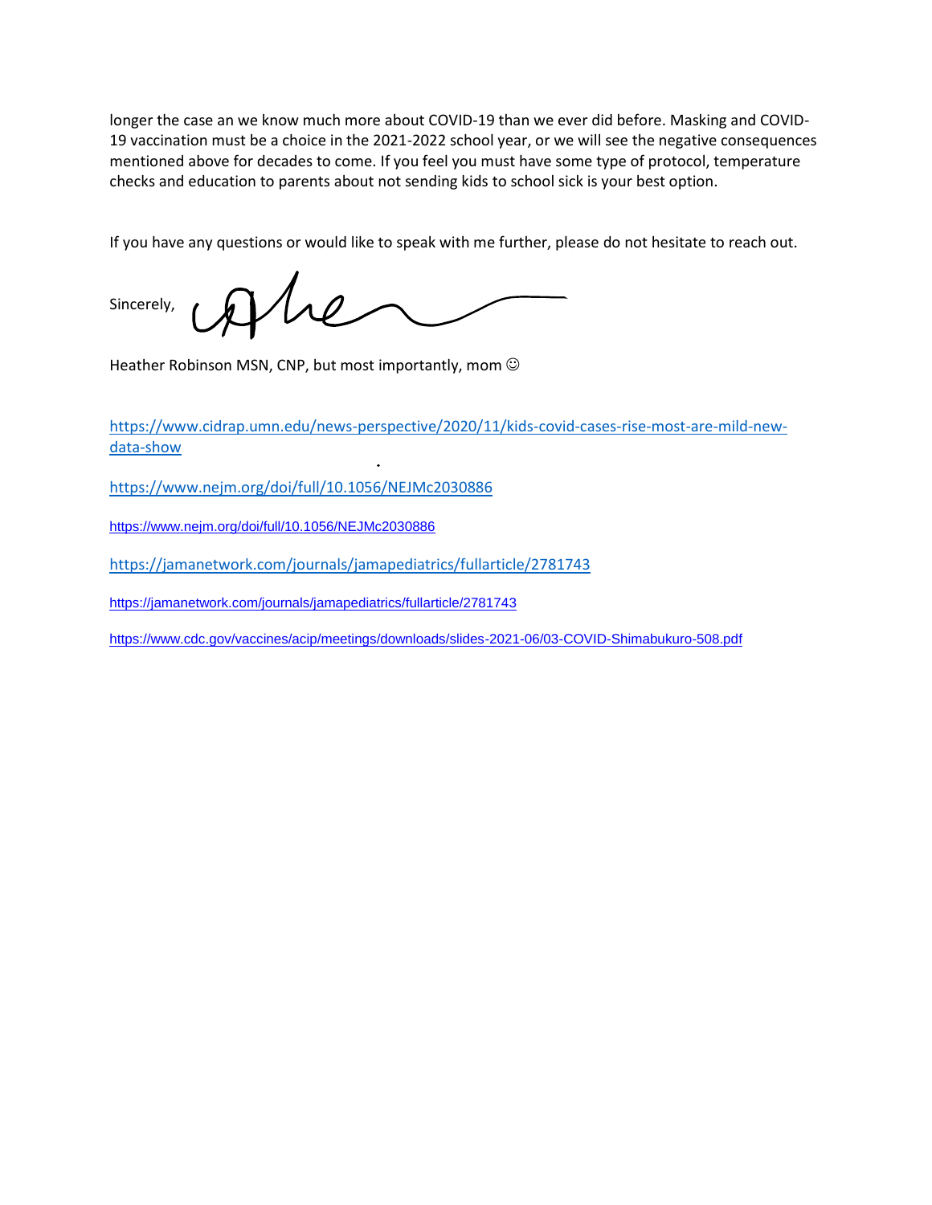longer the case an we know much more about COVID-19 than we ever did before. Masking and COVID-19 vaccination must be a choice in the 2021-2022 school year, or we will see the negative consequences mentioned above for decades to come. If you feel you must have some type of protocol, temperature checks and education to parents about not sending kids to school sick is your best option.

If you have any questions or would like to speak with me further, please do not hesitate to reach out.

Sincerely,

Heather Robinson MSN, CNP, but most importantly, mom ☺

https://www.cidrap.umn.edu/news-perspective/2020/11/kids-covid-cases-rise-most-are-mild-new-data-show

https://www.nejm.org/doi/full/10.1056/NEJMc2030886

https://www.nejm.org/doi/full/10.1056/NEJMc2030886

https://jamanetwork.com/journals/jamapediatrics/fullarticle/2781743

https://jamanetwork.com/journals/jamapediatrics/fullarticle/2781743

https://www.cdc.gov/vaccines/acip/meetings/downloads/slides-2021-06/03-COVID-Shimabukuro-508.pdf